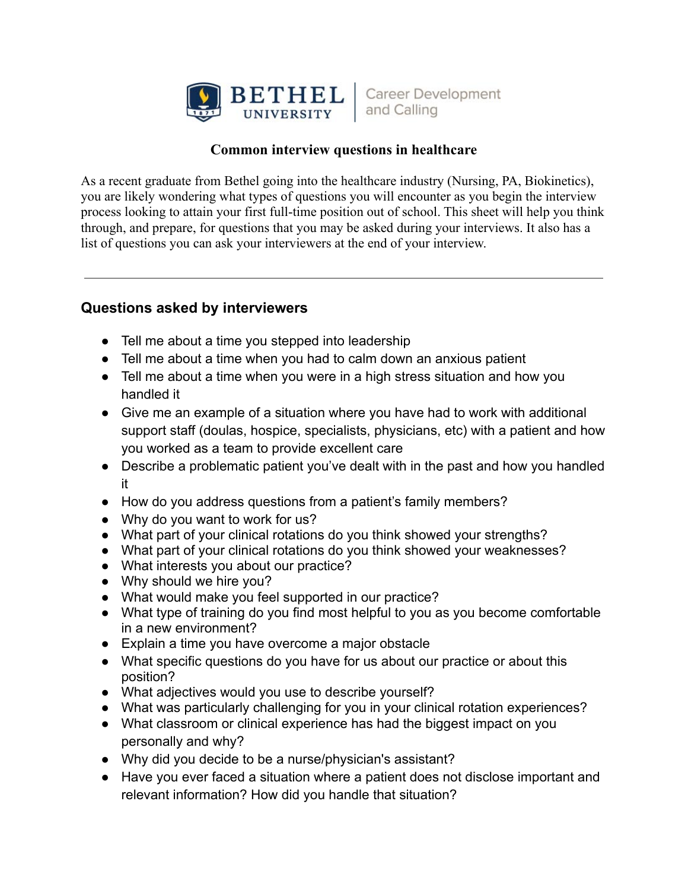Bethel University | Career Development and Calling

# Common interview questions in healthcare

As a recent graduate from Bethel going into the healthcare industry (Nursing, PA, Biokinetics), you are likely wondering what types of questions you will encounter as you begin the interview process looking to attain your first full-time position out of school. This sheet will help you think through, and prepare, for questions that you may be asked during your interviews. It also has a list of questions you can ask your interviewers at the end of your interview.

---

## Questions asked by interviewers

- Tell me about a time you stepped into leadership
- Tell me about a time when you had to calm down an anxious patient
- Tell me about a time when you were in a high stress situation and how you handled it
- Give me an example of a situation where you have had to work with additional support staff (doulas, hospice, specialists, physicians, etc) with a patient and how you worked as a team to provide excellent care
- Describe a problematic patient you've dealt with in the past and how you handled it
- How do you address questions from a patient's family members?
- Why do you want to work for us?
- What part of your clinical rotations do you think showed your strengths?
- What part of your clinical rotations do you think showed your weaknesses?
- What interests you about our practice?
- Why should we hire you?
- What would make you feel supported in our practice?
- What type of training do you find most helpful to you as you become comfortable in a new environment?
- Explain a time you have overcome a major obstacle
- What specific questions do you have for us about our practice or about this position?
- What adjectives would you use to describe yourself?
- What was particularly challenging for you in your clinical rotation experiences?
- What classroom or clinical experience has had the biggest impact on you personally and why?
- Why did you decide to be a nurse/physician's assistant?
- Have you ever faced a situation where a patient does not disclose important and relevant information? How did you handle that situation?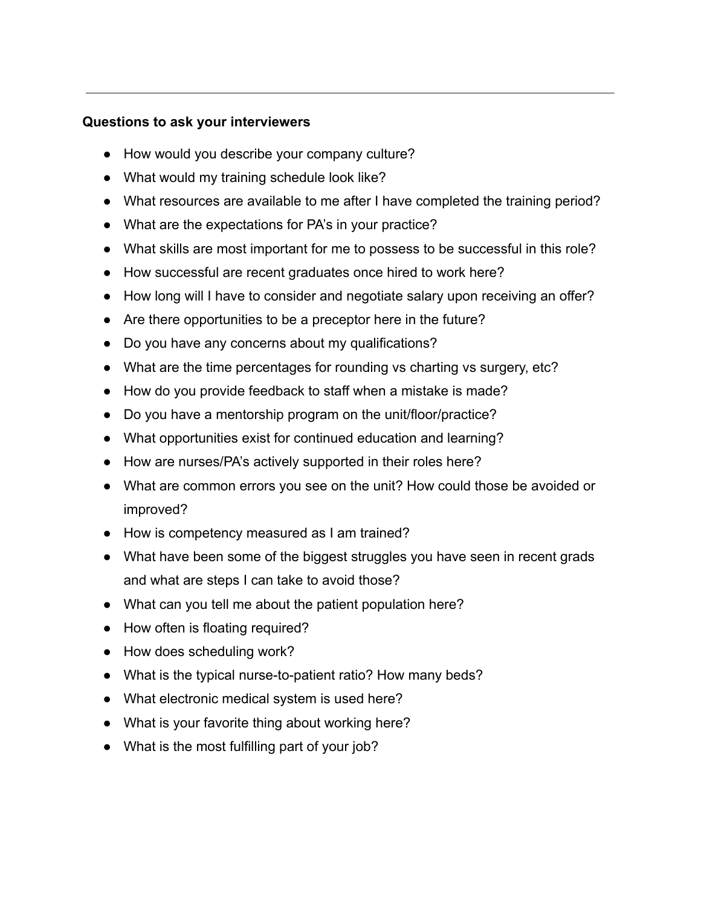---

**Questions to ask your interviewers**

- How would you describe your company culture?
- What would my training schedule look like?
- What resources are available to me after I have completed the training period?
- What are the expectations for PA's in your practice?
- What skills are most important for me to possess to be successful in this role?
- How successful are recent graduates once hired to work here?
- How long will I have to consider and negotiate salary upon receiving an offer?
- Are there opportunities to be a preceptor here in the future?
- Do you have any concerns about my qualifications?
- What are the time percentages for rounding vs charting vs surgery, etc?
- How do you provide feedback to staff when a mistake is made?
- Do you have a mentorship program on the unit/floor/practice?
- What opportunities exist for continued education and learning?
- How are nurses/PA's actively supported in their roles here?
- What are common errors you see on the unit? How could those be avoided or improved?
- How is competency measured as I am trained?
- What have been some of the biggest struggles you have seen in recent grads and what are steps I can take to avoid those?
- What can you tell me about the patient population here?
- How often is floating required?
- How does scheduling work?
- What is the typical nurse-to-patient ratio? How many beds?
- What electronic medical system is used here?
- What is your favorite thing about working here?
- What is the most fulfilling part of your job?